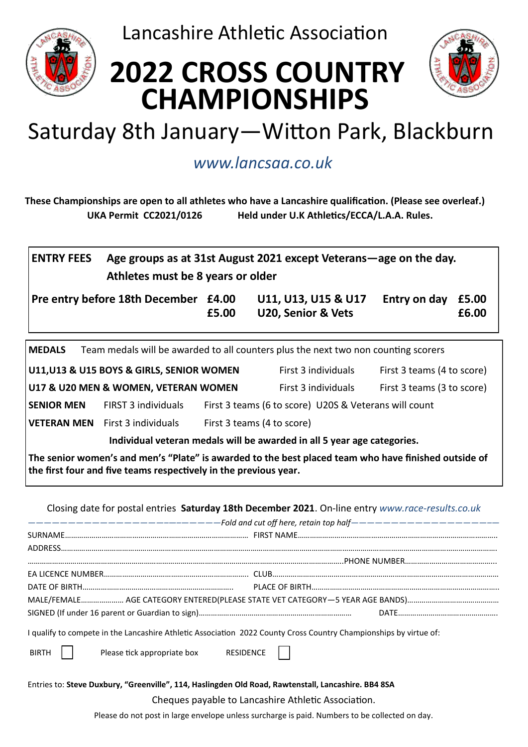Lancashire Athletic Association

# 2022 CROSS COUNTRY CHAMPIONSHIPS

## Saturday 8th January—Witton Park, Blackburn

*www.lancsaa.co.uk*

**These Championships are open to all athletes who have a Lancashire qualification. (Please see overleaf.)**
**UKA Permit CC2021/0126** **Held under U.K Athletics/ECCA/L.A.A. Rules.**

**ENTRY FEES** **Age groups as at 31st August 2021 except Veterans—age on the day.**
**Athletes must be 8 years or older**

| | | | | |
|---|---|---|---|---|
| **Pre entry before 18th December** | **£4.00** | **U11, U13, U15 & U17** | **Entry on day** | **£5.00** |
| | **£5.00** | **U20, Senior & Vets** | | **£6.00** |

**MEDALS** Team medals will be awarded to all counters plus the next two non counting scorers

| | | |
|---|---|---|
| **U11,U13 & U15 BOYS & GIRLS, SENIOR WOMEN** | First 3 individuals | First 3 teams (4 to score) |
| **U17 & U20 MEN & WOMEN, VETERAN WOMEN** | First 3 individuals | First 3 teams (3 to score) |
| **SENIOR MEN** | FIRST 3 individuals | First 3 teams (6 to score) U20S & Veterans will count |
| **VETERAN MEN** | First 3 individuals | First 3 teams (4 to score) |

**Individual veteran medals will be awarded in all 5 year age categories.**

**The senior women's and men's "Plate" is awarded to the best placed team who have finished outside of the first four and five teams respectively in the previous year.**

Closing date for postal entries **Saturday 18th December 2021**. On-line entry *www.race-results.co.uk*

———————————————————*Fold and cut off here, retain top half*———————————————————

SURNAME……………………………………………… FIRST NAME………………………………………………

ADDRESS………………………………………………………………………………………………………

…………………………………………………………………………PHONE NUMBER………………………………

EA LICENCE NUMBER…………………………………… CLUB………………………………………………

DATE OF BIRTH…………………………………………… PLACE OF BIRTH………………………………………

MALE/FEMALE………………… AGE CATEGORY ENTERED(PLEASE STATE VET CATEGORY—5 YEAR AGE BANDS)……………………

SIGNED (If under 16 parent or Guardian to sign)…………………………………………… DATE……………………………

I qualify to compete in the Lancashire Athletic Association 2022 County Cross Country Championships by virtue of:

BIRTH ☐ Please tick appropriate box RESIDENCE ☐

Entries to: **Steve Duxbury, "Greenville", 114, Haslingden Old Road, Rawtenstall, Lancashire. BB4 8SA**

Cheques payable to Lancashire Athletic Association.

Please do not post in large envelope unless surcharge is paid. Numbers to be collected on day.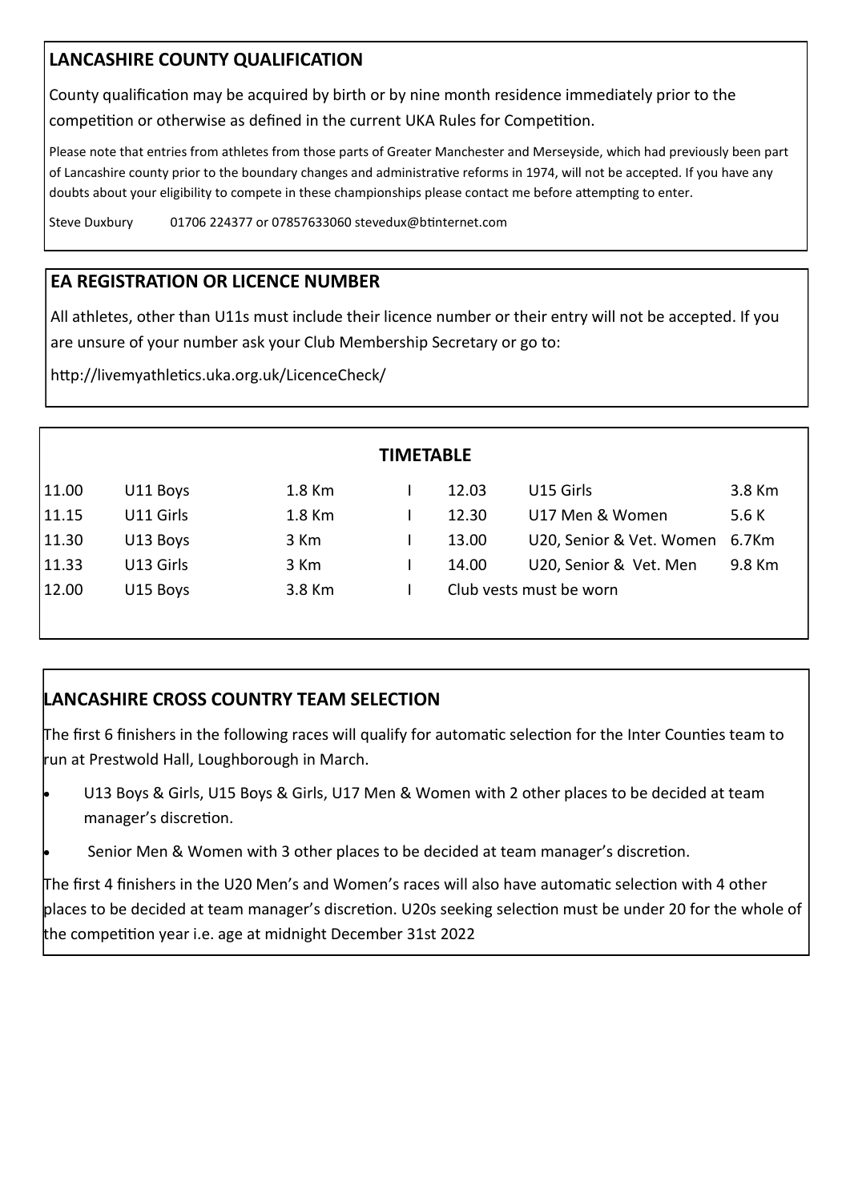## LANCASHIRE COUNTY QUALIFICATION

County qualification may be acquired by birth or by nine month residence immediately prior to the competition or otherwise as defined in the current UKA Rules for Competition.

Please note that entries from athletes from those parts of Greater Manchester and Merseyside, which had previously been part of Lancashire county prior to the boundary changes and administrative reforms in 1974, will not be accepted. If you have any doubts about your eligibility to compete in these championships please contact me before attempting to enter.

Steve Duxbury 01706 224377 or 07857633060 stevedux@btinternet.com

## EA REGISTRATION OR LICENCE NUMBER

All athletes, other than U11s must include their licence number or their entry will not be accepted. If you are unsure of your number ask your Club Membership Secretary or go to:

http://livemyathletics.uka.org.uk/LicenceCheck/

## TIMETABLE

| | | | | | |
|---|---|---|---|---|---|
| 11.00 | U11 Boys | 1.8 Km | 12.03 | U15 Girls | 3.8 Km |
| 11.15 | U11 Girls | 1.8 Km | 12.30 | U17 Men & Women | 5.6 K |
| 11.30 | U13 Boys | 3 Km | 13.00 | U20, Senior & Vet. Women | 6.7Km |
| 11.33 | U13 Girls | 3 Km | 14.00 | U20, Senior & Vet. Men | 9.8 Km |
| 12.00 | U15 Boys | 3.8 Km | Club vests must be worn | | |

## LANCASHIRE CROSS COUNTRY TEAM SELECTION

The first 6 finishers in the following races will qualify for automatic selection for the Inter Counties team to run at Prestwold Hall, Loughborough in March.

- U13 Boys & Girls, U15 Boys & Girls, U17 Men & Women with 2 other places to be decided at team manager's discretion.
- Senior Men & Women with 3 other places to be decided at team manager's discretion.

The first 4 finishers in the U20 Men's and Women's races will also have automatic selection with 4 other places to be decided at team manager's discretion. U20s seeking selection must be under 20 for the whole of the competition year i.e. age at midnight December 31st 2022